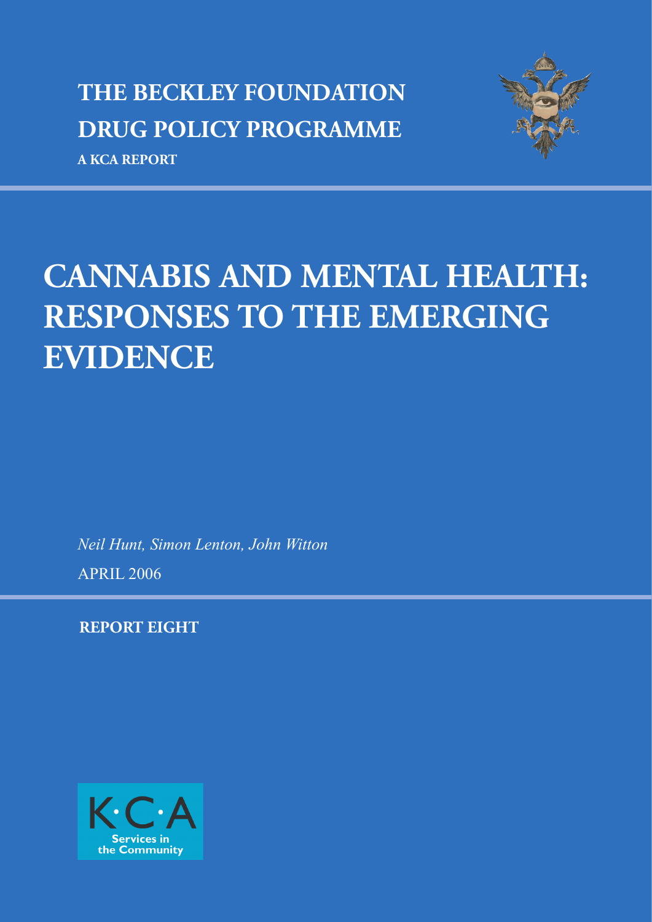**THE BECKLEY FOUNDATION**
**DRUG POLICY PROGRAMME**

**A KCA REPORT**

# CANNABIS AND MENTAL HEALTH: RESPONSES TO THE EMERGING EVIDENCE

*Neil Hunt, Simon Lenton, John Witton*

APRIL 2006

**REPORT EIGHT**

K·C·A
Services in the Community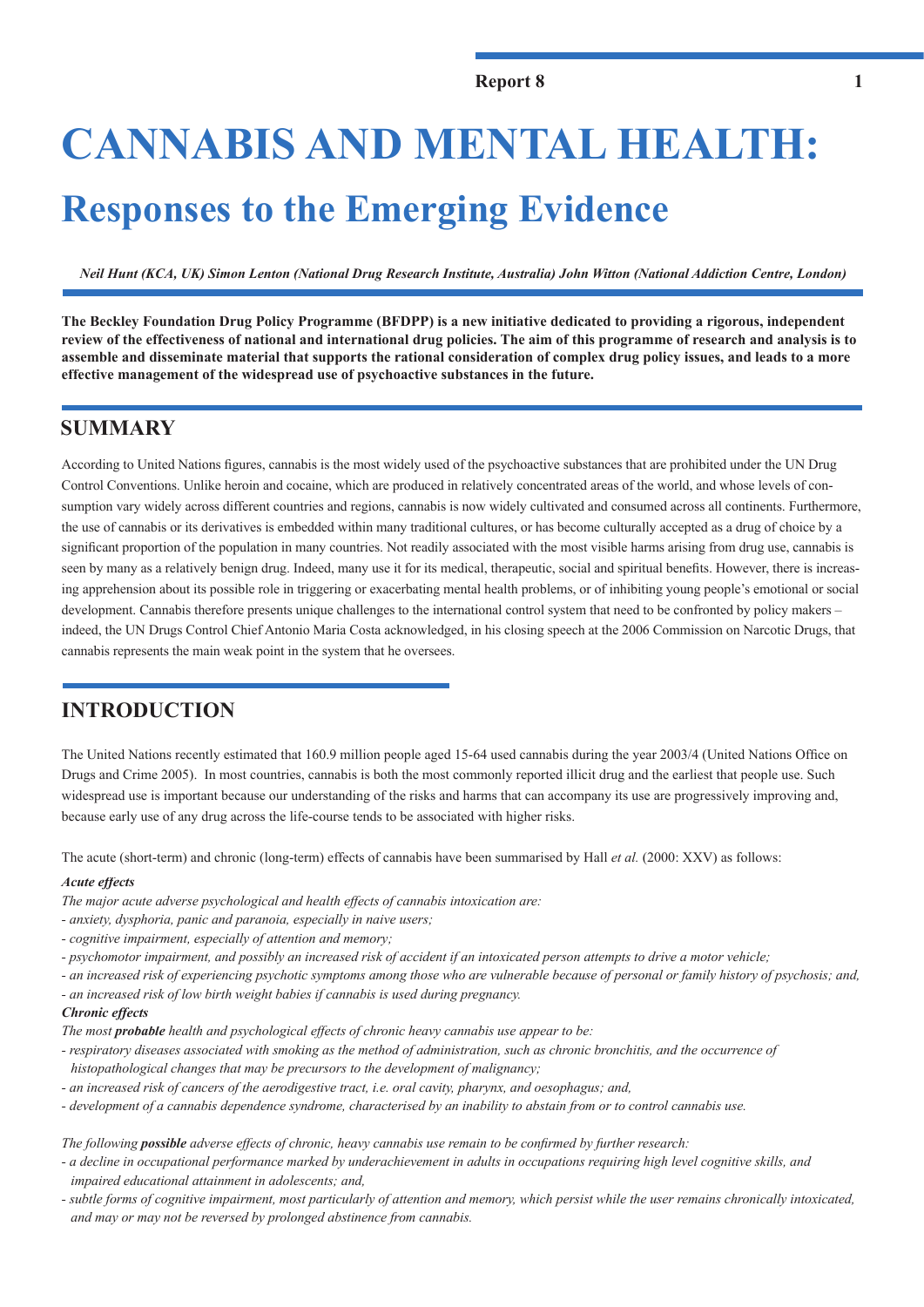# CANNABIS AND MENTAL HEALTH:

## Responses to the Emerging Evidence

*Neil Hunt (KCA, UK) Simon Lenton (National Drug Research Institute, Australia) John Witton (National Addiction Centre, London)*

**The Beckley Foundation Drug Policy Programme (BFDPP) is a new initiative dedicated to providing a rigorous, independent review of the effectiveness of national and international drug policies. The aim of this programme of research and analysis is to assemble and disseminate material that supports the rational consideration of complex drug policy issues, and leads to a more effective management of the widespread use of psychoactive substances in the future.**

## SUMMARY

According to United Nations figures, cannabis is the most widely used of the psychoactive substances that are prohibited under the UN Drug Control Conventions. Unlike heroin and cocaine, which are produced in relatively concentrated areas of the world, and whose levels of consumption vary widely across different countries and regions, cannabis is now widely cultivated and consumed across all continents. Furthermore, the use of cannabis or its derivatives is embedded within many traditional cultures, or has become culturally accepted as a drug of choice by a significant proportion of the population in many countries. Not readily associated with the most visible harms arising from drug use, cannabis is seen by many as a relatively benign drug. Indeed, many use it for its medical, therapeutic, social and spiritual benefits. However, there is increasing apprehension about its possible role in triggering or exacerbating mental health problems, or of inhibiting young people's emotional or social development. Cannabis therefore presents unique challenges to the international control system that need to be confronted by policy makers – indeed, the UN Drugs Control Chief Antonio Maria Costa acknowledged, in his closing speech at the 2006 Commission on Narcotic Drugs, that cannabis represents the main weak point in the system that he oversees.

## INTRODUCTION

The United Nations recently estimated that 160.9 million people aged 15-64 used cannabis during the year 2003/4 (United Nations Office on Drugs and Crime 2005). In most countries, cannabis is both the most commonly reported illicit drug and the earliest that people use. Such widespread use is important because our understanding of the risks and harms that can accompany its use are progressively improving and, because early use of any drug across the life-course tends to be associated with higher risks.

The acute (short-term) and chronic (long-term) effects of cannabis have been summarised by Hall *et al.* (2000: XXV) as follows:

***Acute effects***

*The major acute adverse psychological and health effects of cannabis intoxication are:*

*- anxiety, dysphoria, panic and paranoia, especially in naive users;*

*- cognitive impairment, especially of attention and memory;*

*- psychomotor impairment, and possibly an increased risk of accident if an intoxicated person attempts to drive a motor vehicle;*

*- an increased risk of experiencing psychotic symptoms among those who are vulnerable because of personal or family history of psychosis; and,*

*- an increased risk of low birth weight babies if cannabis is used during pregnancy.*

***Chronic effects***

*The most **probable** health and psychological effects of chronic heavy cannabis use appear to be:*

*- respiratory diseases associated with smoking as the method of administration, such as chronic bronchitis, and the occurrence of histopathological changes that may be precursors to the development of malignancy;*

*- an increased risk of cancers of the aerodigestive tract, i.e. oral cavity, pharynx, and oesophagus; and,*

*- development of a cannabis dependence syndrome, characterised by an inability to abstain from or to control cannabis use.*

*The following **possible** adverse effects of chronic, heavy cannabis use remain to be confirmed by further research:*

*- a decline in occupational performance marked by underachievement in adults in occupations requiring high level cognitive skills, and impaired educational attainment in adolescents; and,*

*- subtle forms of cognitive impairment, most particularly of attention and memory, which persist while the user remains chronically intoxicated, and may or may not be reversed by prolonged abstinence from cannabis.*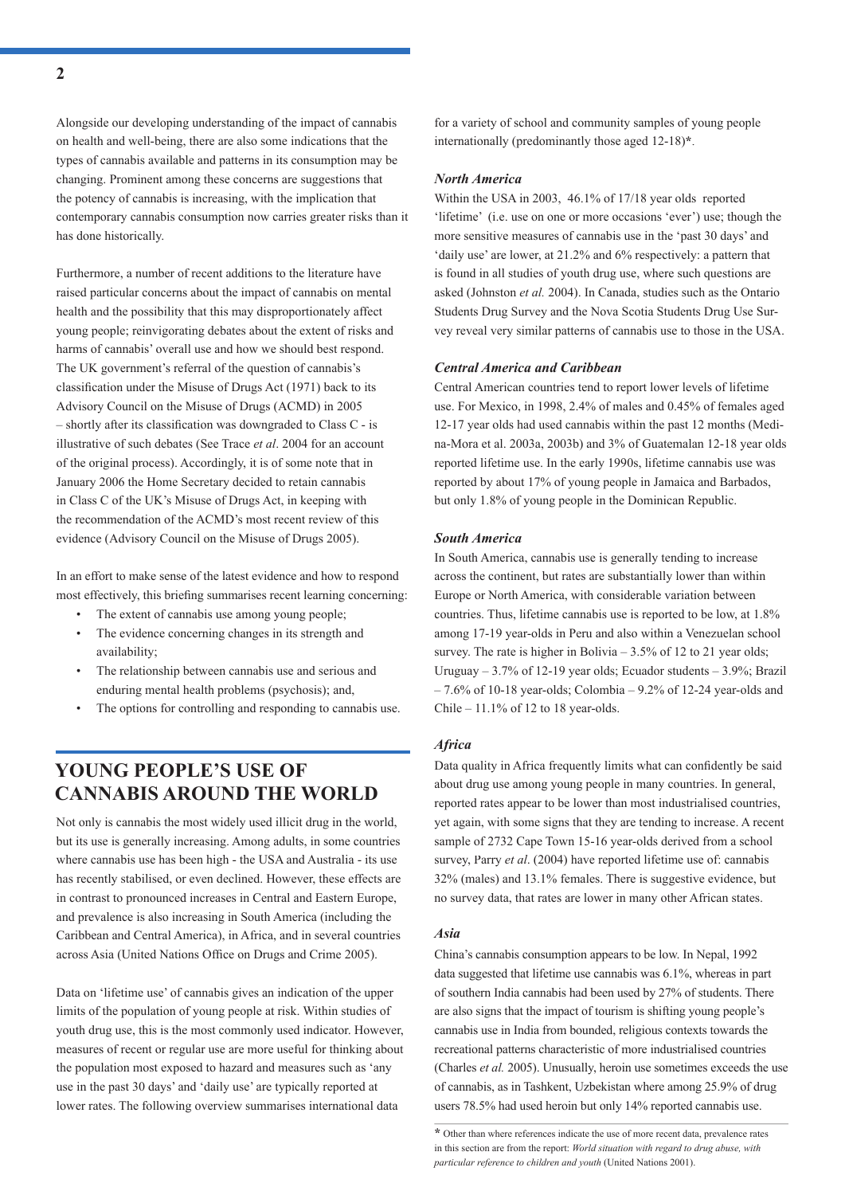Alongside our developing understanding of the impact of cannabis on health and well-being, there are also some indications that the types of cannabis available and patterns in its consumption may be changing. Prominent among these concerns are suggestions that the potency of cannabis is increasing, with the implication that contemporary cannabis consumption now carries greater risks than it has done historically.

Furthermore, a number of recent additions to the literature have raised particular concerns about the impact of cannabis on mental health and the possibility that this may disproportionately affect young people; reinvigorating debates about the extent of risks and harms of cannabis' overall use and how we should best respond. The UK government's referral of the question of cannabis's classification under the Misuse of Drugs Act (1971) back to its Advisory Council on the Misuse of Drugs (ACMD) in 2005 – shortly after its classification was downgraded to Class C - is illustrative of such debates (See Trace *et al*. 2004 for an account of the original process). Accordingly, it is of some note that in January 2006 the Home Secretary decided to retain cannabis in Class C of the UK's Misuse of Drugs Act, in keeping with the recommendation of the ACMD's most recent review of this evidence (Advisory Council on the Misuse of Drugs 2005).

In an effort to make sense of the latest evidence and how to respond most effectively, this briefing summarises recent learning concerning:

- The extent of cannabis use among young people;
- The evidence concerning changes in its strength and availability;
- The relationship between cannabis use and serious and enduring mental health problems (psychosis); and,
- The options for controlling and responding to cannabis use.

## YOUNG PEOPLE'S USE OF CANNABIS AROUND THE WORLD

Not only is cannabis the most widely used illicit drug in the world, but its use is generally increasing. Among adults, in some countries where cannabis use has been high - the USA and Australia - its use has recently stabilised, or even declined. However, these effects are in contrast to pronounced increases in Central and Eastern Europe, and prevalence is also increasing in South America (including the Caribbean and Central America), in Africa, and in several countries across Asia (United Nations Office on Drugs and Crime 2005).

Data on 'lifetime use' of cannabis gives an indication of the upper limits of the population of young people at risk. Within studies of youth drug use, this is the most commonly used indicator. However, measures of recent or regular use are more useful for thinking about the population most exposed to hazard and measures such as 'any use in the past 30 days' and 'daily use' are typically reported at lower rates. The following overview summarises international data for a variety of school and community samples of young people internationally (predominantly those aged 12-18)*.

### *North America*

Within the USA in 2003, 46.1% of 17/18 year olds reported 'lifetime' (i.e. use on one or more occasions 'ever') use; though the more sensitive measures of cannabis use in the 'past 30 days' and 'daily use' are lower, at 21.2% and 6% respectively: a pattern that is found in all studies of youth drug use, where such questions are asked (Johnston *et al.* 2004). In Canada, studies such as the Ontario Students Drug Survey and the Nova Scotia Students Drug Use Survey reveal very similar patterns of cannabis use to those in the USA.

### *Central America and Caribbean*

Central American countries tend to report lower levels of lifetime use. For Mexico, in 1998, 2.4% of males and 0.45% of females aged 12-17 year olds had used cannabis within the past 12 months (Medina-Mora et al. 2003a, 2003b) and 3% of Guatemalan 12-18 year olds reported lifetime use. In the early 1990s, lifetime cannabis use was reported by about 17% of young people in Jamaica and Barbados, but only 1.8% of young people in the Dominican Republic.

### *South America*

In South America, cannabis use is generally tending to increase across the continent, but rates are substantially lower than within Europe or North America, with considerable variation between countries. Thus, lifetime cannabis use is reported to be low, at 1.8% among 17-19 year-olds in Peru and also within a Venezuelan school survey. The rate is higher in Bolivia – 3.5% of 12 to 21 year olds; Uruguay – 3.7% of 12-19 year olds; Ecuador students – 3.9%; Brazil – 7.6% of 10-18 year-olds; Colombia – 9.2% of 12-24 year-olds and Chile – 11.1% of 12 to 18 year-olds.

### *Africa*

Data quality in Africa frequently limits what can confidently be said about drug use among young people in many countries. In general, reported rates appear to be lower than most industrialised countries, yet again, with some signs that they are tending to increase. A recent sample of 2732 Cape Town 15-16 year-olds derived from a school survey, Parry *et al*. (2004) have reported lifetime use of: cannabis 32% (males) and 13.1% females. There is suggestive evidence, but no survey data, that rates are lower in many other African states.

### *Asia*

China's cannabis consumption appears to be low. In Nepal, 1992 data suggested that lifetime use cannabis was 6.1%, whereas in part of southern India cannabis had been used by 27% of students. There are also signs that the impact of tourism is shifting young people's cannabis use in India from bounded, religious contexts towards the recreational patterns characteristic of more industrialised countries (Charles *et al.* 2005). Unusually, heroin use sometimes exceeds the use of cannabis, as in Tashkent, Uzbekistan where among 25.9% of drug users 78.5% had used heroin but only 14% reported cannabis use.

---

* Other than where references indicate the use of more recent data, prevalence rates in this section are from the report: *World situation with regard to drug abuse, with particular reference to children and youth* (United Nations 2001).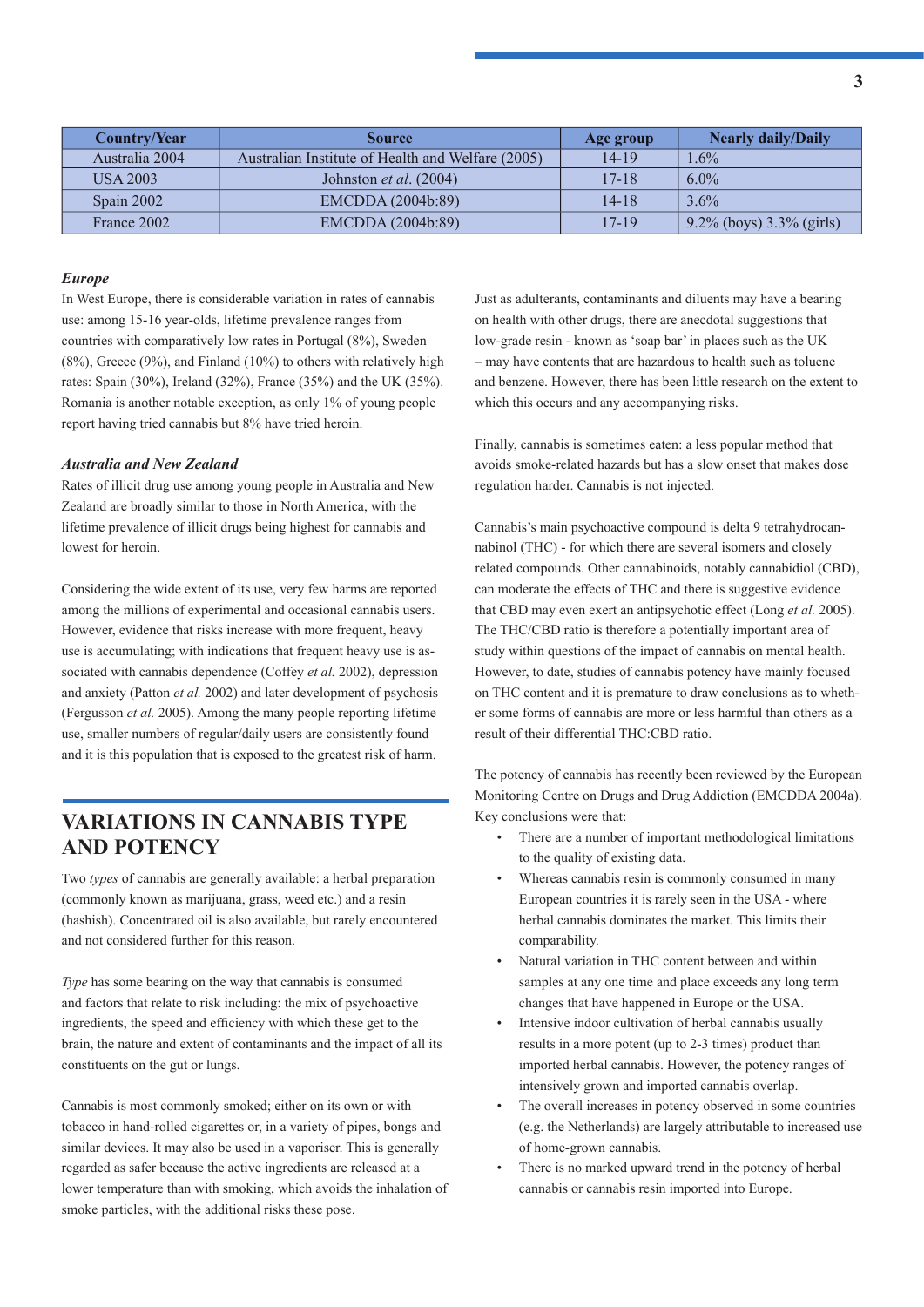| Country/Year | Source | Age group | Nearly daily/Daily |
|---|---|---|---|
| Australia 2004 | Australian Institute of Health and Welfare (2005) | 14-19 | 1.6% |
| USA 2003 | Johnston *et al*. (2004) | 17-18 | 6.0% |
| Spain 2002 | EMCDDA (2004b:89) | 14-18 | 3.6% |
| France 2002 | EMCDDA (2004b:89) | 17-19 | 9.2% (boys) 3.3% (girls) |

### *Europe*

In West Europe, there is considerable variation in rates of cannabis use: among 15-16 year-olds, lifetime prevalence ranges from countries with comparatively low rates in Portugal (8%), Sweden (8%), Greece (9%), and Finland (10%) to others with relatively high rates: Spain (30%), Ireland (32%), France (35%) and the UK (35%). Romania is another notable exception, as only 1% of young people report having tried cannabis but 8% have tried heroin.

### *Australia and New Zealand*

Rates of illicit drug use among young people in Australia and New Zealand are broadly similar to those in North America, with the lifetime prevalence of illicit drugs being highest for cannabis and lowest for heroin.

Considering the wide extent of its use, very few harms are reported among the millions of experimental and occasional cannabis users. However, evidence that risks increase with more frequent, heavy use is accumulating; with indications that frequent heavy use is associated with cannabis dependence (Coffey *et al.* 2002), depression and anxiety (Patton *et al.* 2002) and later development of psychosis (Fergusson *et al.* 2005). Among the many people reporting lifetime use, smaller numbers of regular/daily users are consistently found and it is this population that is exposed to the greatest risk of harm.

## VARIATIONS IN CANNABIS TYPE AND POTENCY

Two *types* of cannabis are generally available: a herbal preparation (commonly known as marijuana, grass, weed etc.) and a resin (hashish). Concentrated oil is also available, but rarely encountered and not considered further for this reason.

*Type* has some bearing on the way that cannabis is consumed and factors that relate to risk including: the mix of psychoactive ingredients, the speed and efficiency with which these get to the brain, the nature and extent of contaminants and the impact of all its constituents on the gut or lungs.

Cannabis is most commonly smoked; either on its own or with tobacco in hand-rolled cigarettes or, in a variety of pipes, bongs and similar devices. It may also be used in a vaporiser. This is generally regarded as safer because the active ingredients are released at a lower temperature than with smoking, which avoids the inhalation of smoke particles, with the additional risks these pose.

Just as adulterants, contaminants and diluents may have a bearing on health with other drugs, there are anecdotal suggestions that low-grade resin - known as 'soap bar' in places such as the UK – may have contents that are hazardous to health such as toluene and benzene. However, there has been little research on the extent to which this occurs and any accompanying risks.

Finally, cannabis is sometimes eaten: a less popular method that avoids smoke-related hazards but has a slow onset that makes dose regulation harder. Cannabis is not injected.

Cannabis's main psychoactive compound is delta 9 tetrahydrocannabinol (THC) - for which there are several isomers and closely related compounds. Other cannabinoids, notably cannabidiol (CBD), can moderate the effects of THC and there is suggestive evidence that CBD may even exert an antipsychotic effect (Long *et al.* 2005). The THC/CBD ratio is therefore a potentially important area of study within questions of the impact of cannabis on mental health. However, to date, studies of cannabis potency have mainly focused on THC content and it is premature to draw conclusions as to whether some forms of cannabis are more or less harmful than others as a result of their differential THC:CBD ratio.

The potency of cannabis has recently been reviewed by the European Monitoring Centre on Drugs and Drug Addiction (EMCDDA 2004a). Key conclusions were that:

- There are a number of important methodological limitations to the quality of existing data.
- Whereas cannabis resin is commonly consumed in many European countries it is rarely seen in the USA - where herbal cannabis dominates the market. This limits their comparability.
- Natural variation in THC content between and within samples at any one time and place exceeds any long term changes that have happened in Europe or the USA.
- Intensive indoor cultivation of herbal cannabis usually results in a more potent (up to 2-3 times) product than imported herbal cannabis. However, the potency ranges of intensively grown and imported cannabis overlap.
- The overall increases in potency observed in some countries (e.g. the Netherlands) are largely attributable to increased use of home-grown cannabis.
- There is no marked upward trend in the potency of herbal cannabis or cannabis resin imported into Europe.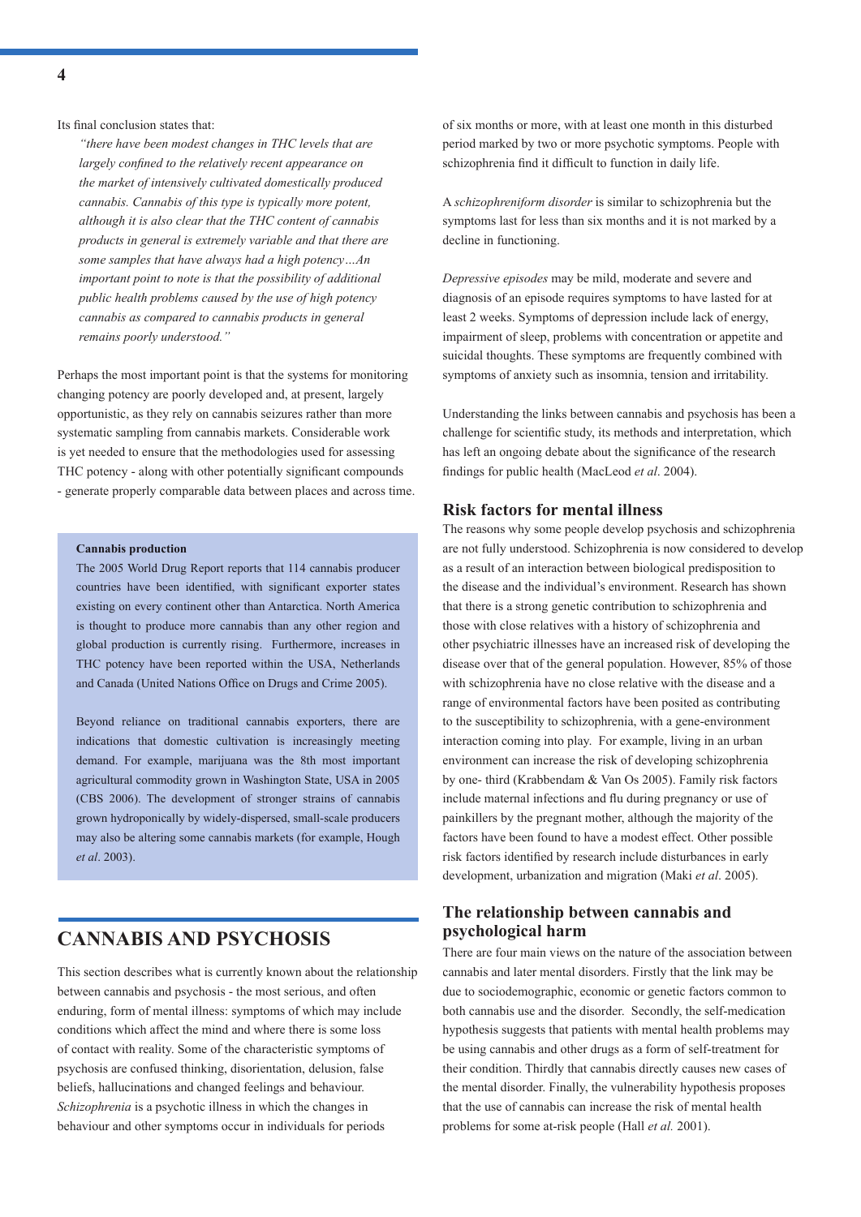Its final conclusion states that:

*"there have been modest changes in THC levels that are largely confined to the relatively recent appearance on the market of intensively cultivated domestically produced cannabis. Cannabis of this type is typically more potent, although it is also clear that the THC content of cannabis products in general is extremely variable and that there are some samples that have always had a high potency…An important point to note is that the possibility of additional public health problems caused by the use of high potency cannabis as compared to cannabis products in general remains poorly understood."*

Perhaps the most important point is that the systems for monitoring changing potency are poorly developed and, at present, largely opportunistic, as they rely on cannabis seizures rather than more systematic sampling from cannabis markets. Considerable work is yet needed to ensure that the methodologies used for assessing THC potency - along with other potentially significant compounds - generate properly comparable data between places and across time.

> **Cannabis production**
>
> The 2005 World Drug Report reports that 114 cannabis producer countries have been identified, with significant exporter states existing on every continent other than Antarctica. North America is thought to produce more cannabis than any other region and global production is currently rising. Furthermore, increases in THC potency have been reported within the USA, Netherlands and Canada (United Nations Office on Drugs and Crime 2005).
>
> Beyond reliance on traditional cannabis exporters, there are indications that domestic cultivation is increasingly meeting demand. For example, marijuana was the 8th most important agricultural commodity grown in Washington State, USA in 2005 (CBS 2006). The development of stronger strains of cannabis grown hydroponically by widely-dispersed, small-scale producers may also be altering some cannabis markets (for example, Hough *et al*. 2003).

# CANNABIS AND PSYCHOSIS

This section describes what is currently known about the relationship between cannabis and psychosis - the most serious, and often enduring, form of mental illness: symptoms of which may include conditions which affect the mind and where there is some loss of contact with reality. Some of the characteristic symptoms of psychosis are confused thinking, disorientation, delusion, false beliefs, hallucinations and changed feelings and behaviour. *Schizophrenia* is a psychotic illness in which the changes in behaviour and other symptoms occur in individuals for periods of six months or more, with at least one month in this disturbed period marked by two or more psychotic symptoms. People with schizophrenia find it difficult to function in daily life.

A *schizophreniform disorder* is similar to schizophrenia but the symptoms last for less than six months and it is not marked by a decline in functioning.

*Depressive episodes* may be mild, moderate and severe and diagnosis of an episode requires symptoms to have lasted for at least 2 weeks. Symptoms of depression include lack of energy, impairment of sleep, problems with concentration or appetite and suicidal thoughts. These symptoms are frequently combined with symptoms of anxiety such as insomnia, tension and irritability.

Understanding the links between cannabis and psychosis has been a challenge for scientific study, its methods and interpretation, which has left an ongoing debate about the significance of the research findings for public health (MacLeod *et al*. 2004).

## Risk factors for mental illness

The reasons why some people develop psychosis and schizophrenia are not fully understood. Schizophrenia is now considered to develop as a result of an interaction between biological predisposition to the disease and the individual's environment. Research has shown that there is a strong genetic contribution to schizophrenia and those with close relatives with a history of schizophrenia and other psychiatric illnesses have an increased risk of developing the disease over that of the general population. However, 85% of those with schizophrenia have no close relative with the disease and a range of environmental factors have been posited as contributing to the susceptibility to schizophrenia, with a gene-environment interaction coming into play. For example, living in an urban environment can increase the risk of developing schizophrenia by one- third (Krabbendam & Van Os 2005). Family risk factors include maternal infections and flu during pregnancy or use of painkillers by the pregnant mother, although the majority of the factors have been found to have a modest effect. Other possible risk factors identified by research include disturbances in early development, urbanization and migration (Maki *et al*. 2005).

## The relationship between cannabis and psychological harm

There are four main views on the nature of the association between cannabis and later mental disorders. Firstly that the link may be due to sociodemographic, economic or genetic factors common to both cannabis use and the disorder. Secondly, the self-medication hypothesis suggests that patients with mental health problems may be using cannabis and other drugs as a form of self-treatment for their condition. Thirdly that cannabis directly causes new cases of the mental disorder. Finally, the vulnerability hypothesis proposes that the use of cannabis can increase the risk of mental health problems for some at-risk people (Hall *et al.* 2001).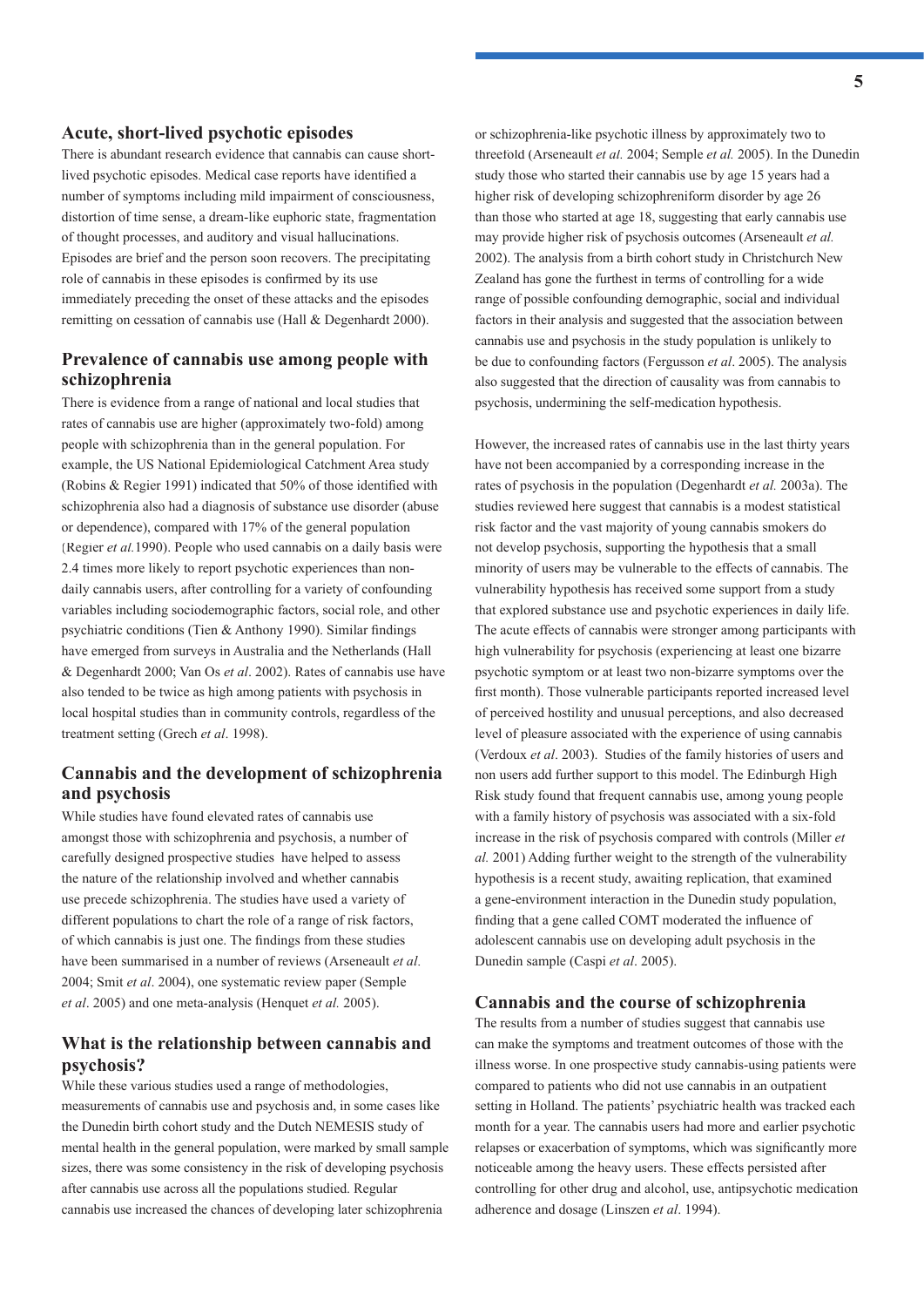## Acute, short-lived psychotic episodes

There is abundant research evidence that cannabis can cause short-lived psychotic episodes. Medical case reports have identified a number of symptoms including mild impairment of consciousness, distortion of time sense, a dream-like euphoric state, fragmentation of thought processes, and auditory and visual hallucinations. Episodes are brief and the person soon recovers. The precipitating role of cannabis in these episodes is confirmed by its use immediately preceding the onset of these attacks and the episodes remitting on cessation of cannabis use (Hall & Degenhardt 2000).

## Prevalence of cannabis use among people with schizophrenia

There is evidence from a range of national and local studies that rates of cannabis use are higher (approximately two-fold) among people with schizophrenia than in the general population. For example, the US National Epidemiological Catchment Area study (Robins & Regier 1991) indicated that 50% of those identified with schizophrenia also had a diagnosis of substance use disorder (abuse or dependence), compared with 17% of the general population (Regier *et al.*1990). People who used cannabis on a daily basis were 2.4 times more likely to report psychotic experiences than non-daily cannabis users, after controlling for a variety of confounding variables including sociodemographic factors, social role, and other psychiatric conditions (Tien & Anthony 1990). Similar findings have emerged from surveys in Australia and the Netherlands (Hall & Degenhardt 2000; Van Os *et al*. 2002). Rates of cannabis use have also tended to be twice as high among patients with psychosis in local hospital studies than in community controls, regardless of the treatment setting (Grech *et al*. 1998).

## Cannabis and the development of schizophrenia and psychosis

While studies have found elevated rates of cannabis use amongst those with schizophrenia and psychosis, a number of carefully designed prospective studies have helped to assess the nature of the relationship involved and whether cannabis use precede schizophrenia. The studies have used a variety of different populations to chart the role of a range of risk factors, of which cannabis is just one. The findings from these studies have been summarised in a number of reviews (Arseneault *et al.* 2004; Smit *et al*. 2004), one systematic review paper (Semple *et al*. 2005) and one meta-analysis (Henquet *et al.* 2005).

## What is the relationship between cannabis and psychosis?

While these various studies used a range of methodologies, measurements of cannabis use and psychosis and, in some cases like the Dunedin birth cohort study and the Dutch NEMESIS study of mental health in the general population, were marked by small sample sizes, there was some consistency in the risk of developing psychosis after cannabis use across all the populations studied. Regular cannabis use increased the chances of developing later schizophrenia or schizophrenia-like psychotic illness by approximately two to threefold (Arseneault *et al.* 2004; Semple *et al.* 2005). In the Dunedin study those who started their cannabis use by age 15 years had a higher risk of developing schizophreniform disorder by age 26 than those who started at age 18, suggesting that early cannabis use may provide higher risk of psychosis outcomes (Arseneault *et al.* 2002). The analysis from a birth cohort study in Christchurch New Zealand has gone the furthest in terms of controlling for a wide range of possible confounding demographic, social and individual factors in their analysis and suggested that the association between cannabis use and psychosis in the study population is unlikely to be due to confounding factors (Fergusson *et al*. 2005). The analysis also suggested that the direction of causality was from cannabis to psychosis, undermining the self-medication hypothesis.

However, the increased rates of cannabis use in the last thirty years have not been accompanied by a corresponding increase in the rates of psychosis in the population (Degenhardt *et al.* 2003a). The studies reviewed here suggest that cannabis is a modest statistical risk factor and the vast majority of young cannabis smokers do not develop psychosis, supporting the hypothesis that a small minority of users may be vulnerable to the effects of cannabis. The vulnerability hypothesis has received some support from a study that explored substance use and psychotic experiences in daily life. The acute effects of cannabis were stronger among participants with high vulnerability for psychosis (experiencing at least one bizarre psychotic symptom or at least two non-bizarre symptoms over the first month). Those vulnerable participants reported increased level of perceived hostility and unusual perceptions, and also decreased level of pleasure associated with the experience of using cannabis (Verdoux *et al*. 2003). Studies of the family histories of users and non users add further support to this model. The Edinburgh High Risk study found that frequent cannabis use, among young people with a family history of psychosis was associated with a six-fold increase in the risk of psychosis compared with controls (Miller *et al.* 2001) Adding further weight to the strength of the vulnerability hypothesis is a recent study, awaiting replication, that examined a gene-environment interaction in the Dunedin study population, finding that a gene called COMT moderated the influence of adolescent cannabis use on developing adult psychosis in the Dunedin sample (Caspi *et al*. 2005).

## Cannabis and the course of schizophrenia

The results from a number of studies suggest that cannabis use can make the symptoms and treatment outcomes of those with the illness worse. In one prospective study cannabis-using patients were compared to patients who did not use cannabis in an outpatient setting in Holland. The patients' psychiatric health was tracked each month for a year. The cannabis users had more and earlier psychotic relapses or exacerbation of symptoms, which was significantly more noticeable among the heavy users. These effects persisted after controlling for other drug and alcohol, use, antipsychotic medication adherence and dosage (Linszen *et al*. 1994).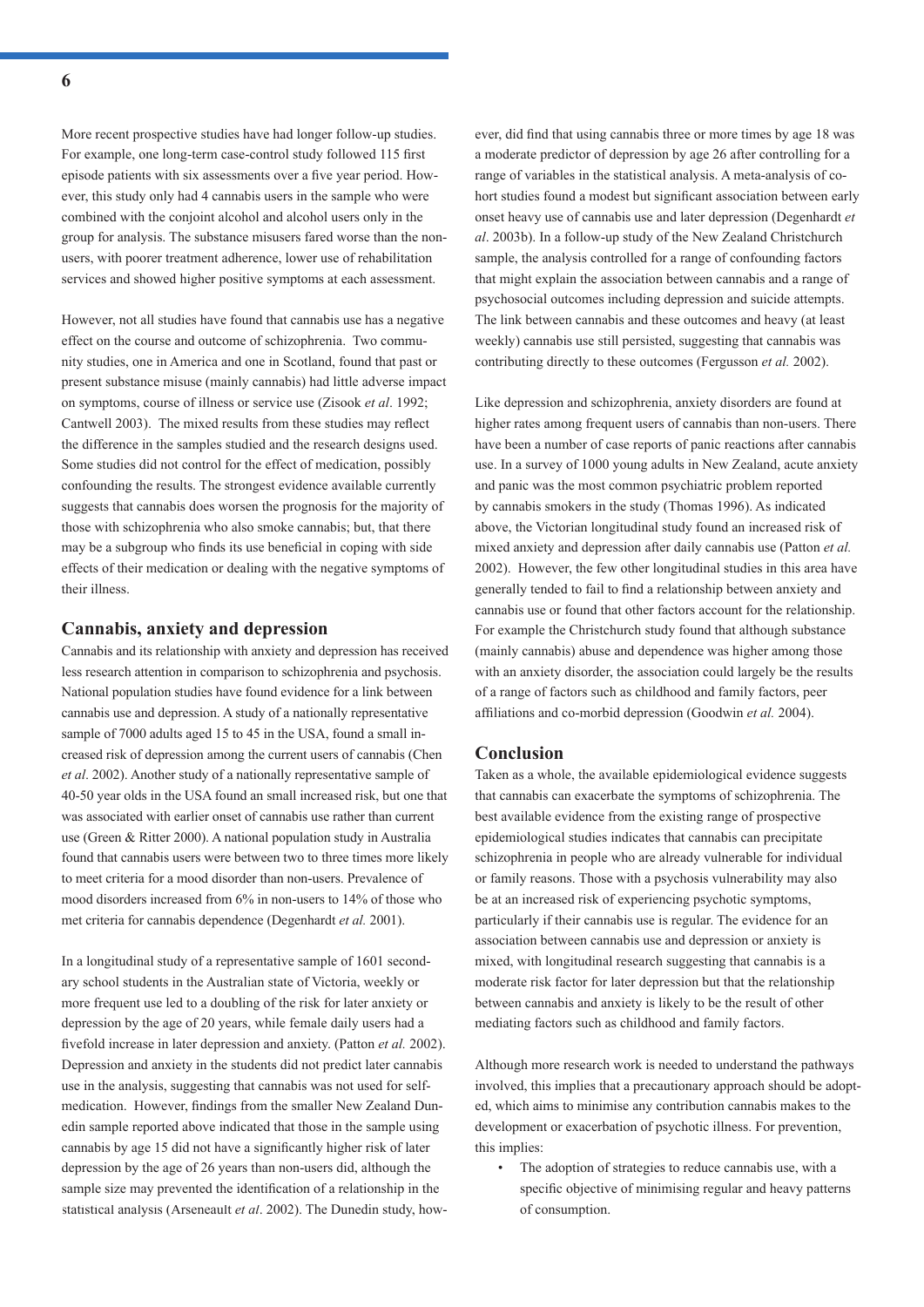More recent prospective studies have had longer follow-up studies. For example, one long-term case-control study followed 115 first episode patients with six assessments over a five year period. However, this study only had 4 cannabis users in the sample who were combined with the conjoint alcohol and alcohol users only in the group for analysis. The substance misusers fared worse than the non-users, with poorer treatment adherence, lower use of rehabilitation services and showed higher positive symptoms at each assessment.

However, not all studies have found that cannabis use has a negative effect on the course and outcome of schizophrenia. Two community studies, one in America and one in Scotland, found that past or present substance misuse (mainly cannabis) had little adverse impact on symptoms, course of illness or service use (Zisook *et al*. 1992; Cantwell 2003). The mixed results from these studies may reflect the difference in the samples studied and the research designs used. Some studies did not control for the effect of medication, possibly confounding the results. The strongest evidence available currently suggests that cannabis does worsen the prognosis for the majority of those with schizophrenia who also smoke cannabis; but, that there may be a subgroup who finds its use beneficial in coping with side effects of their medication or dealing with the negative symptoms of their illness.

## Cannabis, anxiety and depression

Cannabis and its relationship with anxiety and depression has received less research attention in comparison to schizophrenia and psychosis. National population studies have found evidence for a link between cannabis use and depression. A study of a nationally representative sample of 7000 adults aged 15 to 45 in the USA, found a small increased risk of depression among the current users of cannabis (Chen *et al*. 2002). Another study of a nationally representative sample of 40-50 year olds in the USA found an small increased risk, but one that was associated with earlier onset of cannabis use rather than current use (Green & Ritter 2000). A national population study in Australia found that cannabis users were between two to three times more likely to meet criteria for a mood disorder than non-users. Prevalence of mood disorders increased from 6% in non-users to 14% of those who met criteria for cannabis dependence (Degenhardt *et al.* 2001).

In a longitudinal study of a representative sample of 1601 secondary school students in the Australian state of Victoria, weekly or more frequent use led to a doubling of the risk for later anxiety or depression by the age of 20 years, while female daily users had a fivefold increase in later depression and anxiety. (Patton *et al.* 2002). Depression and anxiety in the students did not predict later cannabis use in the analysis, suggesting that cannabis was not used for self-medication. However, findings from the smaller New Zealand Dunedin sample reported above indicated that those in the sample using cannabis by age 15 did not have a significantly higher risk of later depression by the age of 26 years than non-users did, although the sample size may prevented the identification of a relationship in the statistical analysis (Arseneault *et al*. 2002). The Dunedin study, however, did find that using cannabis three or more times by age 18 was a moderate predictor of depression by age 26 after controlling for a range of variables in the statistical analysis. A meta-analysis of cohort studies found a modest but significant association between early onset heavy use of cannabis use and later depression (Degenhardt *et al*. 2003b). In a follow-up study of the New Zealand Christchurch sample, the analysis controlled for a range of confounding factors that might explain the association between cannabis and a range of psychosocial outcomes including depression and suicide attempts. The link between cannabis and these outcomes and heavy (at least weekly) cannabis use still persisted, suggesting that cannabis was contributing directly to these outcomes (Fergusson *et al.* 2002).

Like depression and schizophrenia, anxiety disorders are found at higher rates among frequent users of cannabis than non-users. There have been a number of case reports of panic reactions after cannabis use. In a survey of 1000 young adults in New Zealand, acute anxiety and panic was the most common psychiatric problem reported by cannabis smokers in the study (Thomas 1996). As indicated above, the Victorian longitudinal study found an increased risk of mixed anxiety and depression after daily cannabis use (Patton *et al.* 2002). However, the few other longitudinal studies in this area have generally tended to fail to find a relationship between anxiety and cannabis use or found that other factors account for the relationship. For example the Christchurch study found that although substance (mainly cannabis) abuse and dependence was higher among those with an anxiety disorder, the association could largely be the results of a range of factors such as childhood and family factors, peer affiliations and co-morbid depression (Goodwin *et al.* 2004).

## Conclusion

Taken as a whole, the available epidemiological evidence suggests that cannabis can exacerbate the symptoms of schizophrenia. The best available evidence from the existing range of prospective epidemiological studies indicates that cannabis can precipitate schizophrenia in people who are already vulnerable for individual or family reasons. Those with a psychosis vulnerability may also be at an increased risk of experiencing psychotic symptoms, particularly if their cannabis use is regular. The evidence for an association between cannabis use and depression or anxiety is mixed, with longitudinal research suggesting that cannabis is a moderate risk factor for later depression but that the relationship between cannabis and anxiety is likely to be the result of other mediating factors such as childhood and family factors.

Although more research work is needed to understand the pathways involved, this implies that a precautionary approach should be adopted, which aims to minimise any contribution cannabis makes to the development or exacerbation of psychotic illness. For prevention, this implies:

- The adoption of strategies to reduce cannabis use, with a specific objective of minimising regular and heavy patterns of consumption.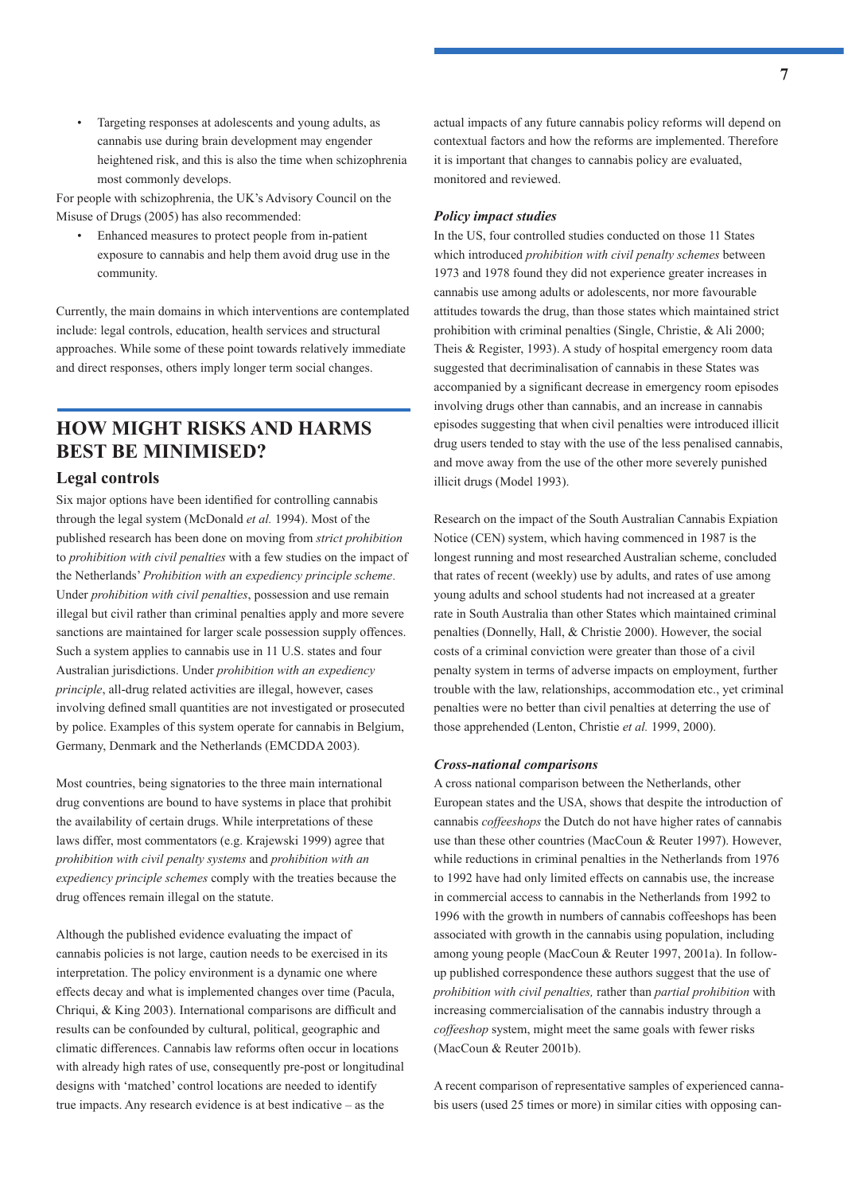- Targeting responses at adolescents and young adults, as cannabis use during brain development may engender heightened risk, and this is also the time when schizophrenia most commonly develops.

For people with schizophrenia, the UK's Advisory Council on the Misuse of Drugs (2005) has also recommended:

- Enhanced measures to protect people from in-patient exposure to cannabis and help them avoid drug use in the community.

Currently, the main domains in which interventions are contemplated include: legal controls, education, health services and structural approaches. While some of these point towards relatively immediate and direct responses, others imply longer term social changes.

## HOW MIGHT RISKS AND HARMS BEST BE MINIMISED?

### Legal controls

Six major options have been identified for controlling cannabis through the legal system (McDonald *et al.* 1994). Most of the published research has been done on moving from *strict prohibition* to *prohibition with civil penalties* with a few studies on the impact of the Netherlands' *Prohibition with an expediency principle scheme*. Under *prohibition with civil penalties*, possession and use remain illegal but civil rather than criminal penalties apply and more severe sanctions are maintained for larger scale possession supply offences. Such a system applies to cannabis use in 11 U.S. states and four Australian jurisdictions. Under *prohibition with an expediency principle*, all-drug related activities are illegal, however, cases involving defined small quantities are not investigated or prosecuted by police. Examples of this system operate for cannabis in Belgium, Germany, Denmark and the Netherlands (EMCDDA 2003).

Most countries, being signatories to the three main international drug conventions are bound to have systems in place that prohibit the availability of certain drugs. While interpretations of these laws differ, most commentators (e.g. Krajewski 1999) agree that *prohibition with civil penalty systems* and *prohibition with an expediency principle schemes* comply with the treaties because the drug offences remain illegal on the statute.

Although the published evidence evaluating the impact of cannabis policies is not large, caution needs to be exercised in its interpretation. The policy environment is a dynamic one where effects decay and what is implemented changes over time (Pacula, Chriqui, & King 2003). International comparisons are difficult and results can be confounded by cultural, political, geographic and climatic differences. Cannabis law reforms often occur in locations with already high rates of use, consequently pre-post or longitudinal designs with 'matched' control locations are needed to identify true impacts. Any research evidence is at best indicative – as the actual impacts of any future cannabis policy reforms will depend on contextual factors and how the reforms are implemented. Therefore it is important that changes to cannabis policy are evaluated, monitored and reviewed.

#### *Policy impact studies*

In the US, four controlled studies conducted on those 11 States which introduced *prohibition with civil penalty schemes* between 1973 and 1978 found they did not experience greater increases in cannabis use among adults or adolescents, nor more favourable attitudes towards the drug, than those states which maintained strict prohibition with criminal penalties (Single, Christie, & Ali 2000; Theis & Register, 1993). A study of hospital emergency room data suggested that decriminalisation of cannabis in these States was accompanied by a significant decrease in emergency room episodes involving drugs other than cannabis, and an increase in cannabis episodes suggesting that when civil penalties were introduced illicit drug users tended to stay with the use of the less penalised cannabis, and move away from the use of the other more severely punished illicit drugs (Model 1993).

Research on the impact of the South Australian Cannabis Expiation Notice (CEN) system, which having commenced in 1987 is the longest running and most researched Australian scheme, concluded that rates of recent (weekly) use by adults, and rates of use among young adults and school students had not increased at a greater rate in South Australia than other States which maintained criminal penalties (Donnelly, Hall, & Christie 2000). However, the social costs of a criminal conviction were greater than those of a civil penalty system in terms of adverse impacts on employment, further trouble with the law, relationships, accommodation etc., yet criminal penalties were no better than civil penalties at deterring the use of those apprehended (Lenton, Christie *et al.* 1999, 2000).

#### *Cross-national comparisons*

A cross national comparison between the Netherlands, other European states and the USA, shows that despite the introduction of cannabis *coffeeshops* the Dutch do not have higher rates of cannabis use than these other countries (MacCoun & Reuter 1997). However, while reductions in criminal penalties in the Netherlands from 1976 to 1992 have had only limited effects on cannabis use, the increase in commercial access to cannabis in the Netherlands from 1992 to 1996 with the growth in numbers of cannabis coffeeshops has been associated with growth in the cannabis using population, including among young people (MacCoun & Reuter 1997, 2001a). In follow-up published correspondence these authors suggest that the use of *prohibition with civil penalties,* rather than *partial prohibition* with increasing commercialisation of the cannabis industry through a *coffeeshop* system, might meet the same goals with fewer risks (MacCoun & Reuter 2001b).

A recent comparison of representative samples of experienced cannabis users (used 25 times or more) in similar cities with opposing can-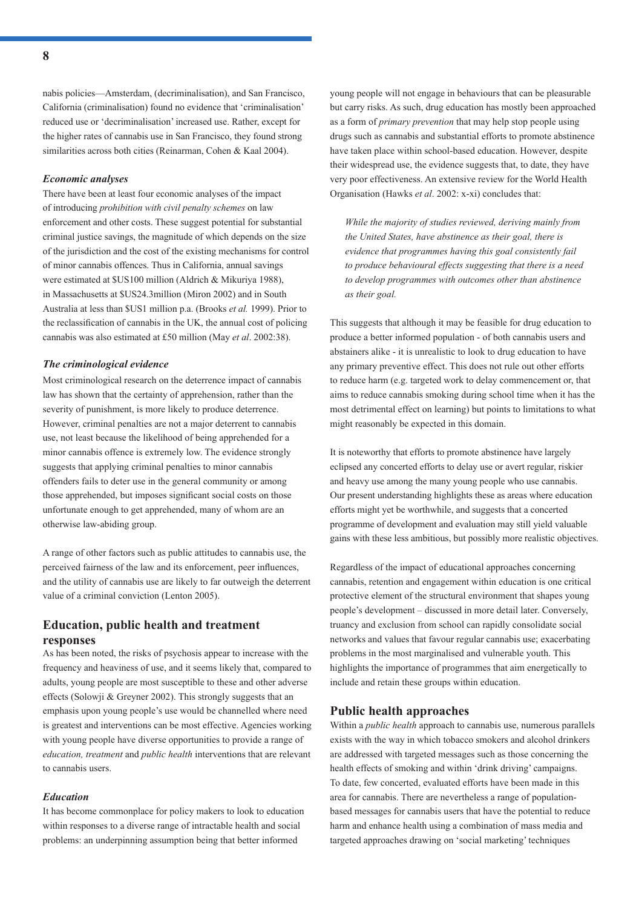nabis policies—Amsterdam, (decriminalisation), and San Francisco, California (criminalisation) found no evidence that 'criminalisation' reduced use or 'decriminalisation' increased use. Rather, except for the higher rates of cannabis use in San Francisco, they found strong similarities across both cities (Reinarman, Cohen & Kaal 2004).

### *Economic analyses*

There have been at least four economic analyses of the impact of introducing *prohibition with civil penalty schemes* on law enforcement and other costs. These suggest potential for substantial criminal justice savings, the magnitude of which depends on the size of the jurisdiction and the cost of the existing mechanisms for control of minor cannabis offences. Thus in California, annual savings were estimated at $US100 million (Aldrich & Mikuriya 1988), in Massachusetts at $US24.3million (Miron 2002) and in South Australia at less than $US1 million p.a. (Brooks *et al.* 1999). Prior to the reclassification of cannabis in the UK, the annual cost of policing cannabis was also estimated at £50 million (May *et al*. 2002:38).

### *The criminological evidence*

Most criminological research on the deterrence impact of cannabis law has shown that the certainty of apprehension, rather than the severity of punishment, is more likely to produce deterrence. However, criminal penalties are not a major deterrent to cannabis use, not least because the likelihood of being apprehended for a minor cannabis offence is extremely low. The evidence strongly suggests that applying criminal penalties to minor cannabis offenders fails to deter use in the general community or among those apprehended, but imposes significant social costs on those unfortunate enough to get apprehended, many of whom are an otherwise law-abiding group.

A range of other factors such as public attitudes to cannabis use, the perceived fairness of the law and its enforcement, peer influences, and the utility of cannabis use are likely to far outweigh the deterrent value of a criminal conviction (Lenton 2005).

## Education, public health and treatment responses

As has been noted, the risks of psychosis appear to increase with the frequency and heaviness of use, and it seems likely that, compared to adults, young people are most susceptible to these and other adverse effects (Solowji & Greyner 2002). This strongly suggests that an emphasis upon young people's use would be channelled where need is greatest and interventions can be most effective. Agencies working with young people have diverse opportunities to provide a range of *education, treatment* and *public health* interventions that are relevant to cannabis users.

### *Education*

It has become commonplace for policy makers to look to education within responses to a diverse range of intractable health and social problems: an underpinning assumption being that better informed young people will not engage in behaviours that can be pleasurable but carry risks. As such, drug education has mostly been approached as a form of *primary prevention* that may help stop people using drugs such as cannabis and substantial efforts to promote abstinence have taken place within school-based education. However, despite their widespread use, the evidence suggests that, to date, they have very poor effectiveness. An extensive review for the World Health Organisation (Hawks *et al*. 2002: x-xi) concludes that:

> *While the majority of studies reviewed, deriving mainly from the United States, have abstinence as their goal, there is evidence that programmes having this goal consistently fail to produce behavioural effects suggesting that there is a need to develop programmes with outcomes other than abstinence as their goal.*

This suggests that although it may be feasible for drug education to produce a better informed population - of both cannabis users and abstainers alike - it is unrealistic to look to drug education to have any primary preventive effect. This does not rule out other efforts to reduce harm (e.g. targeted work to delay commencement or, that aims to reduce cannabis smoking during school time when it has the most detrimental effect on learning) but points to limitations to what might reasonably be expected in this domain.

It is noteworthy that efforts to promote abstinence have largely eclipsed any concerted efforts to delay use or avert regular, riskier and heavy use among the many young people who use cannabis. Our present understanding highlights these as areas where education efforts might yet be worthwhile, and suggests that a concerted programme of development and evaluation may still yield valuable gains with these less ambitious, but possibly more realistic objectives.

Regardless of the impact of educational approaches concerning cannabis, retention and engagement within education is one critical protective element of the structural environment that shapes young people's development – discussed in more detail later. Conversely, truancy and exclusion from school can rapidly consolidate social networks and values that favour regular cannabis use; exacerbating problems in the most marginalised and vulnerable youth. This highlights the importance of programmes that aim energetically to include and retain these groups within education.

## Public health approaches

Within a *public health* approach to cannabis use, numerous parallels exists with the way in which tobacco smokers and alcohol drinkers are addressed with targeted messages such as those concerning the health effects of smoking and within 'drink driving' campaigns. To date, few concerted, evaluated efforts have been made in this area for cannabis. There are nevertheless a range of population-based messages for cannabis users that have the potential to reduce harm and enhance health using a combination of mass media and targeted approaches drawing on 'social marketing' techniques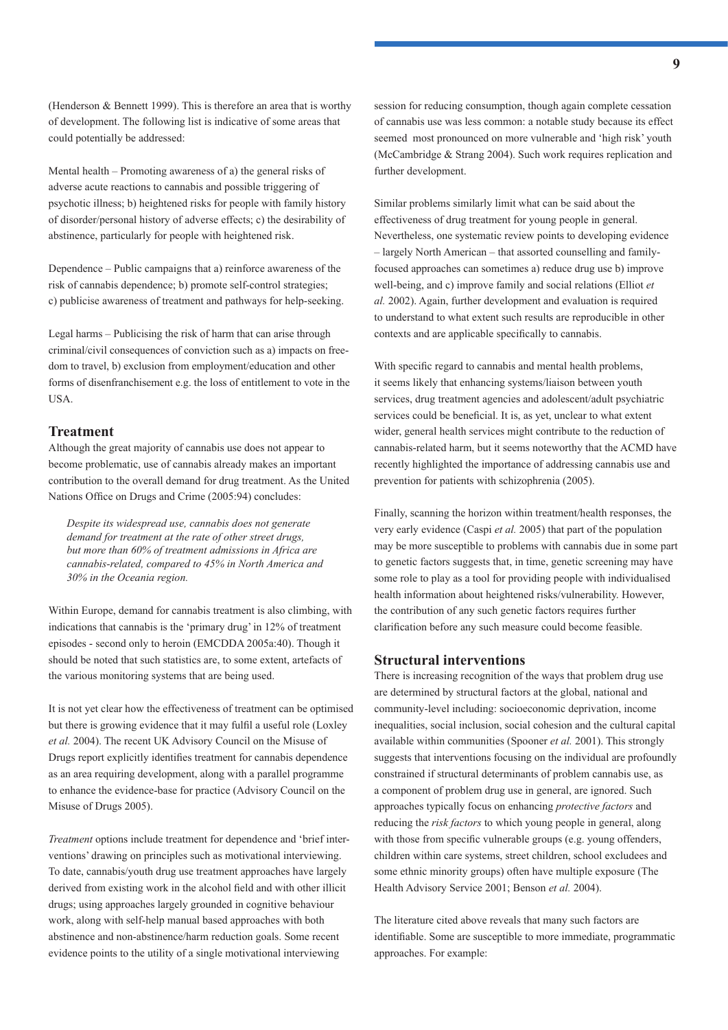(Henderson & Bennett 1999). This is therefore an area that is worthy of development. The following list is indicative of some areas that could potentially be addressed:

Mental health – Promoting awareness of a) the general risks of adverse acute reactions to cannabis and possible triggering of psychotic illness; b) heightened risks for people with family history of disorder/personal history of adverse effects; c) the desirability of abstinence, particularly for people with heightened risk.

Dependence – Public campaigns that a) reinforce awareness of the risk of cannabis dependence; b) promote self-control strategies; c) publicise awareness of treatment and pathways for help-seeking.

Legal harms – Publicising the risk of harm that can arise through criminal/civil consequences of conviction such as a) impacts on freedom to travel, b) exclusion from employment/education and other forms of disenfranchisement e.g. the loss of entitlement to vote in the USA.

## Treatment

Although the great majority of cannabis use does not appear to become problematic, use of cannabis already makes an important contribution to the overall demand for drug treatment. As the United Nations Office on Drugs and Crime (2005:94) concludes:

> *Despite its widespread use, cannabis does not generate demand for treatment at the rate of other street drugs, but more than 60% of treatment admissions in Africa are cannabis-related, compared to 45% in North America and 30% in the Oceania region.*

Within Europe, demand for cannabis treatment is also climbing, with indications that cannabis is the 'primary drug' in 12% of treatment episodes - second only to heroin (EMCDDA 2005a:40). Though it should be noted that such statistics are, to some extent, artefacts of the various monitoring systems that are being used.

It is not yet clear how the effectiveness of treatment can be optimised but there is growing evidence that it may fulfil a useful role (Loxley *et al.* 2004). The recent UK Advisory Council on the Misuse of Drugs report explicitly identifies treatment for cannabis dependence as an area requiring development, along with a parallel programme to enhance the evidence-base for practice (Advisory Council on the Misuse of Drugs 2005).

*Treatment* options include treatment for dependence and 'brief interventions' drawing on principles such as motivational interviewing. To date, cannabis/youth drug use treatment approaches have largely derived from existing work in the alcohol field and with other illicit drugs; using approaches largely grounded in cognitive behaviour work, along with self-help manual based approaches with both abstinence and non-abstinence/harm reduction goals. Some recent evidence points to the utility of a single motivational interviewing session for reducing consumption, though again complete cessation of cannabis use was less common: a notable study because its effect seemed most pronounced on more vulnerable and 'high risk' youth (McCambridge & Strang 2004). Such work requires replication and further development.

Similar problems similarly limit what can be said about the effectiveness of drug treatment for young people in general. Nevertheless, one systematic review points to developing evidence – largely North American – that assorted counselling and family-focused approaches can sometimes a) reduce drug use b) improve well-being, and c) improve family and social relations (Elliot *et al.* 2002). Again, further development and evaluation is required to understand to what extent such results are reproducible in other contexts and are applicable specifically to cannabis.

With specific regard to cannabis and mental health problems, it seems likely that enhancing systems/liaison between youth services, drug treatment agencies and adolescent/adult psychiatric services could be beneficial. It is, as yet, unclear to what extent wider, general health services might contribute to the reduction of cannabis-related harm, but it seems noteworthy that the ACMD have recently highlighted the importance of addressing cannabis use and prevention for patients with schizophrenia (2005).

Finally, scanning the horizon within treatment/health responses, the very early evidence (Caspi *et al.* 2005) that part of the population may be more susceptible to problems with cannabis due in some part to genetic factors suggests that, in time, genetic screening may have some role to play as a tool for providing people with individualised health information about heightened risks/vulnerability. However, the contribution of any such genetic factors requires further clarification before any such measure could become feasible.

## Structural interventions

There is increasing recognition of the ways that problem drug use are determined by structural factors at the global, national and community-level including: socioeconomic deprivation, income inequalities, social inclusion, social cohesion and the cultural capital available within communities (Spooner *et al.* 2001). This strongly suggests that interventions focusing on the individual are profoundly constrained if structural determinants of problem cannabis use, as a component of problem drug use in general, are ignored. Such approaches typically focus on enhancing *protective factors* and reducing the *risk factors* to which young people in general, along with those from specific vulnerable groups (e.g. young offenders, children within care systems, street children, school excludees and some ethnic minority groups) often have multiple exposure (The Health Advisory Service 2001; Benson *et al.* 2004).

The literature cited above reveals that many such factors are identifiable. Some are susceptible to more immediate, programmatic approaches. For example: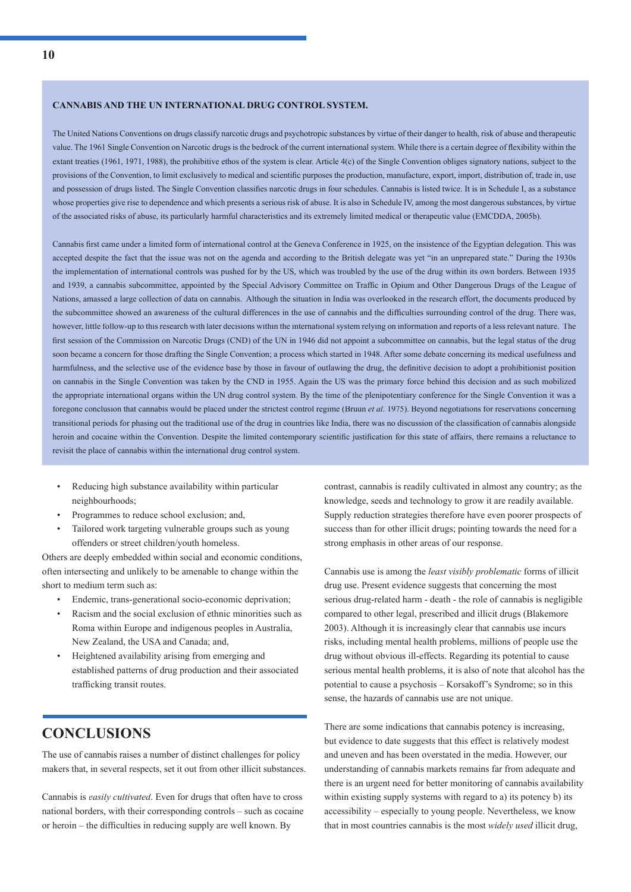### CANNABIS AND THE UN INTERNATIONAL DRUG CONTROL SYSTEM.

The United Nations Conventions on drugs classify narcotic drugs and psychotropic substances by virtue of their danger to health, risk of abuse and therapeutic value. The 1961 Single Convention on Narcotic drugs is the bedrock of the current international system. While there is a certain degree of flexibility within the extant treaties (1961, 1971, 1988), the prohibitive ethos of the system is clear. Article 4(c) of the Single Convention obliges signatory nations, subject to the provisions of the Convention, to limit exclusively to medical and scientific purposes the production, manufacture, export, import, distribution of, trade in, use and possession of drugs listed. The Single Convention classifies narcotic drugs in four schedules. Cannabis is listed twice. It is in Schedule I, as a substance whose properties give rise to dependence and which presents a serious risk of abuse. It is also in Schedule IV, among the most dangerous substances, by virtue of the associated risks of abuse, its particularly harmful characteristics and its extremely limited medical or therapeutic value (EMCDDA, 2005b).

Cannabis first came under a limited form of international control at the Geneva Conference in 1925, on the insistence of the Egyptian delegation. This was accepted despite the fact that the issue was not on the agenda and according to the British delegate was yet "in an unprepared state." During the 1930s the implementation of international controls was pushed for by the US, which was troubled by the use of the drug within its own borders. Between 1935 and 1939, a cannabis subcommittee, appointed by the Special Advisory Committee on Traffic in Opium and Other Dangerous Drugs of the League of Nations, amassed a large collection of data on cannabis. Although the situation in India was overlooked in the research effort, the documents produced by the subcommittee showed an awareness of the cultural differences in the use of cannabis and the difficulties surrounding control of the drug. There was, however, little follow-up to this research with later decisions within the international system relying on information and reports of a less relevant nature. The first session of the Commission on Narcotic Drugs (CND) of the UN in 1946 did not appoint a subcommittee on cannabis, but the legal status of the drug soon became a concern for those drafting the Single Convention; a process which started in 1948. After some debate concerning its medical usefulness and harmfulness, and the selective use of the evidence base by those in favour of outlawing the drug, the definitive decision to adopt a prohibitionist position on cannabis in the Single Convention was taken by the CND in 1955. Again the US was the primary force behind this decision and as such mobilized the appropriate international organs within the UN drug control system. By the time of the plenipotentiary conference for the Single Convention it was a foregone conclusion that cannabis would be placed under the strictest control regime (Bruun *et al*. 1975). Beyond negotiations for reservations concerning transitional periods for phasing out the traditional use of the drug in countries like India, there was no discussion of the classification of cannabis alongside heroin and cocaine within the Convention. Despite the limited contemporary scientific justification for this state of affairs, there remains a reluctance to revisit the place of cannabis within the international drug control system.

- Reducing high substance availability within particular neighbourhoods;
- Programmes to reduce school exclusion; and,
- Tailored work targeting vulnerable groups such as young offenders or street children/youth homeless.

Others are deeply embedded within social and economic conditions, often intersecting and unlikely to be amenable to change within the short to medium term such as:

- Endemic, trans-generational socio-economic deprivation;
- Racism and the social exclusion of ethnic minorities such as Roma within Europe and indigenous peoples in Australia, New Zealand, the USA and Canada; and,
- Heightened availability arising from emerging and established patterns of drug production and their associated trafficking transit routes.

## CONCLUSIONS

The use of cannabis raises a number of distinct challenges for policy makers that, in several respects, set it out from other illicit substances.

Cannabis is *easily cultivated*. Even for drugs that often have to cross national borders, with their corresponding controls – such as cocaine or heroin – the difficulties in reducing supply are well known. By contrast, cannabis is readily cultivated in almost any country; as the knowledge, seeds and technology to grow it are readily available. Supply reduction strategies therefore have even poorer prospects of success than for other illicit drugs; pointing towards the need for a strong emphasis in other areas of our response.

Cannabis use is among the *least visibly problematic* forms of illicit drug use. Present evidence suggests that concerning the most serious drug-related harm - death - the role of cannabis is negligible compared to other legal, prescribed and illicit drugs (Blakemore 2003). Although it is increasingly clear that cannabis use incurs risks, including mental health problems, millions of people use the drug without obvious ill-effects. Regarding its potential to cause serious mental health problems, it is also of note that alcohol has the potential to cause a psychosis – Korsakoff's Syndrome; so in this sense, the hazards of cannabis use are not unique.

There are some indications that cannabis potency is increasing, but evidence to date suggests that this effect is relatively modest and uneven and has been overstated in the media. However, our understanding of cannabis markets remains far from adequate and there is an urgent need for better monitoring of cannabis availability within existing supply systems with regard to a) its potency b) its accessibility – especially to young people. Nevertheless, we know that in most countries cannabis is the most *widely used* illicit drug,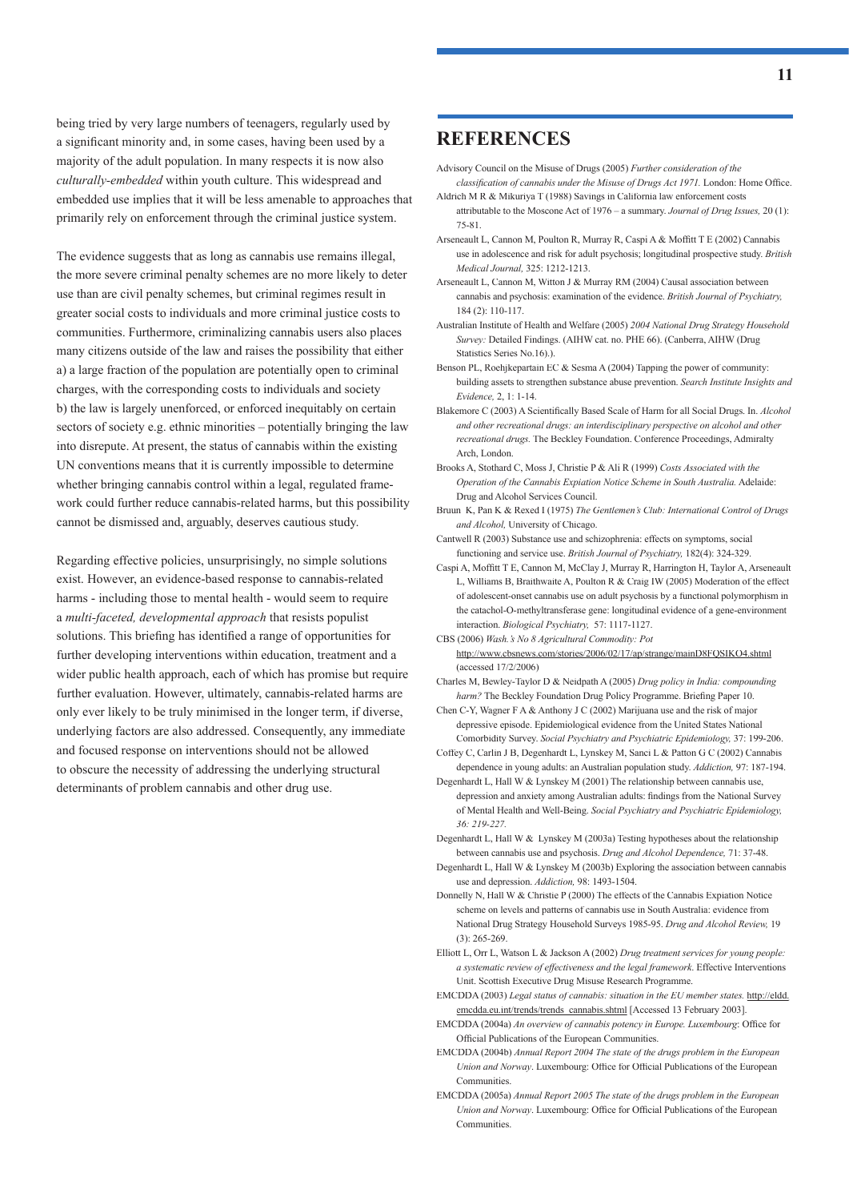being tried by very large numbers of teenagers, regularly used by a significant minority and, in some cases, having been used by a majority of the adult population. In many respects it is now also *culturally-embedded* within youth culture. This widespread and embedded use implies that it will be less amenable to approaches that primarily rely on enforcement through the criminal justice system.

The evidence suggests that as long as cannabis use remains illegal, the more severe criminal penalty schemes are no more likely to deter use than are civil penalty schemes, but criminal regimes result in greater social costs to individuals and more criminal justice costs to communities. Furthermore, criminalizing cannabis users also places many citizens outside of the law and raises the possibility that either a) a large fraction of the population are potentially open to criminal charges, with the corresponding costs to individuals and society b) the law is largely unenforced, or enforced inequitably on certain sectors of society e.g. ethnic minorities – potentially bringing the law into disrepute. At present, the status of cannabis within the existing UN conventions means that it is currently impossible to determine whether bringing cannabis control within a legal, regulated framework could further reduce cannabis-related harms, but this possibility cannot be dismissed and, arguably, deserves cautious study.

Regarding effective policies, unsurprisingly, no simple solutions exist. However, an evidence-based response to cannabis-related harms - including those to mental health - would seem to require a *multi-faceted, developmental approach* that resists populist solutions. This briefing has identified a range of opportunities for further developing interventions within education, treatment and a wider public health approach, each of which has promise but require further evaluation. However, ultimately, cannabis-related harms are only ever likely to be truly minimised in the longer term, if diverse, underlying factors are also addressed. Consequently, any immediate and focused response on interventions should not be allowed to obscure the necessity of addressing the underlying structural determinants of problem cannabis and other drug use.

# REFERENCES

Advisory Council on the Misuse of Drugs (2005) *Further consideration of the classification of cannabis under the Misuse of Drugs Act 1971.* London: Home Office.

Aldrich M R & Mikuriya T (1988) Savings in California law enforcement costs attributable to the Moscone Act of 1976 – a summary. *Journal of Drug Issues,* 20 (1): 75-81.

Arseneault L, Cannon M, Poulton R, Murray R, Caspi A & Moffitt T E (2002) Cannabis use in adolescence and risk for adult psychosis; longitudinal prospective study. *British Medical Journal,* 325: 1212-1213.

Arseneault L, Cannon M, Witton J & Murray RM (2004) Causal association between cannabis and psychosis: examination of the evidence. *British Journal of Psychiatry,* 184 (2): 110-117.

Australian Institute of Health and Welfare (2005) *2004 National Drug Strategy Household Survey:* Detailed Findings. (AIHW cat. no. PHE 66). (Canberra, AIHW (Drug Statistics Series No.16).).

Benson PL, Roehjkepartain EC & Sesma A (2004) Tapping the power of community: building assets to strengthen substance abuse prevention. *Search Institute Insights and Evidence,* 2, 1: 1-14.

Blakemore C (2003) A Scientifically Based Scale of Harm for all Social Drugs. In. *Alcohol and other recreational drugs: an interdisciplinary perspective on alcohol and other recreational drugs.* The Beckley Foundation. Conference Proceedings, Admiralty Arch, London.

Brooks A, Stothard C, Moss J, Christie P & Ali R (1999) *Costs Associated with the Operation of the Cannabis Expiation Notice Scheme in South Australia.* Adelaide: Drug and Alcohol Services Council.

Bruun K, Pan K & Rexed I (1975) *The Gentlemen's Club: International Control of Drugs and Alcohol,* University of Chicago.

Cantwell R (2003) Substance use and schizophrenia: effects on symptoms, social functioning and service use. *British Journal of Psychiatry,* 182(4): 324-329.

Caspi A, Moffitt T E, Cannon M, McClay J, Murray R, Harrington H, Taylor A, Arseneault L, Williams B, Braithwaite A, Poulton R & Craig IW (2005) Moderation of the effect of adolescent-onset cannabis use on adult psychosis by a functional polymorphism in the catachol-O-methyltransferase gene: longitudinal evidence of a gene-environment interaction. *Biological Psychiatry,* 57: 1117-1127.

CBS (2006) *Wash.'s No 8 Agricultural Commodity: Pot* http://www.cbsnews.com/stories/2006/02/17/ap/strange/mainD8FQSIKO4.shtml (accessed 17/2/2006)

Charles M, Bewley-Taylor D & Neidpath A (2005) *Drug policy in India: compounding harm?* The Beckley Foundation Drug Policy Programme. Briefing Paper 10.

Chen C-Y, Wagner F A & Anthony J C (2002) Marijuana use and the risk of major depressive episode. Epidemiological evidence from the United States National Comorbidity Survey. *Social Psychiatry and Psychiatric Epidemiology,* 37: 199-206.

Coffey C, Carlin J B, Degenhardt L, Lynskey M, Sanci L & Patton G C (2002) Cannabis dependence in young adults: an Australian population study. *Addiction,* 97: 187-194.

Degenhardt L, Hall W & Lynskey M (2001) The relationship between cannabis use, depression and anxiety among Australian adults: findings from the National Survey of Mental Health and Well-Being. *Social Psychiatry and Psychiatric Epidemiology, 36: 219-227.*

Degenhardt L, Hall W & Lynskey M (2003a) Testing hypotheses about the relationship between cannabis use and psychosis. *Drug and Alcohol Dependence,* 71: 37-48.

Degenhardt L, Hall W & Lynskey M (2003b) Exploring the association between cannabis use and depression. *Addiction,* 98: 1493-1504.

Donnelly N, Hall W & Christie P (2000) The effects of the Cannabis Expiation Notice scheme on levels and patterns of cannabis use in South Australia: evidence from National Drug Strategy Household Surveys 1985-95. *Drug and Alcohol Review,* 19 (3): 265-269.

Elliott L, Orr L, Watson L & Jackson A (2002) *Drug treatment services for young people: a systematic review of effectiveness and the legal framework.* Effective Interventions Unit. Scottish Executive Drug Misuse Research Programme.

EMCDDA (2003) *Legal status of cannabis: situation in the EU member states.* http://eldd.emcdda.eu.int/trends/trends_cannabis.shtml [Accessed 13 February 2003].

EMCDDA (2004a) *An overview of cannabis potency in Europe. Luxembourg*: Office for Official Publications of the European Communities.

EMCDDA (2004b) *Annual Report 2004 The state of the drugs problem in the European Union and Norway*. Luxembourg: Office for Official Publications of the European Communities.

EMCDDA (2005a) *Annual Report 2005 The state of the drugs problem in the European Union and Norway*. Luxembourg: Office for Official Publications of the European Communities.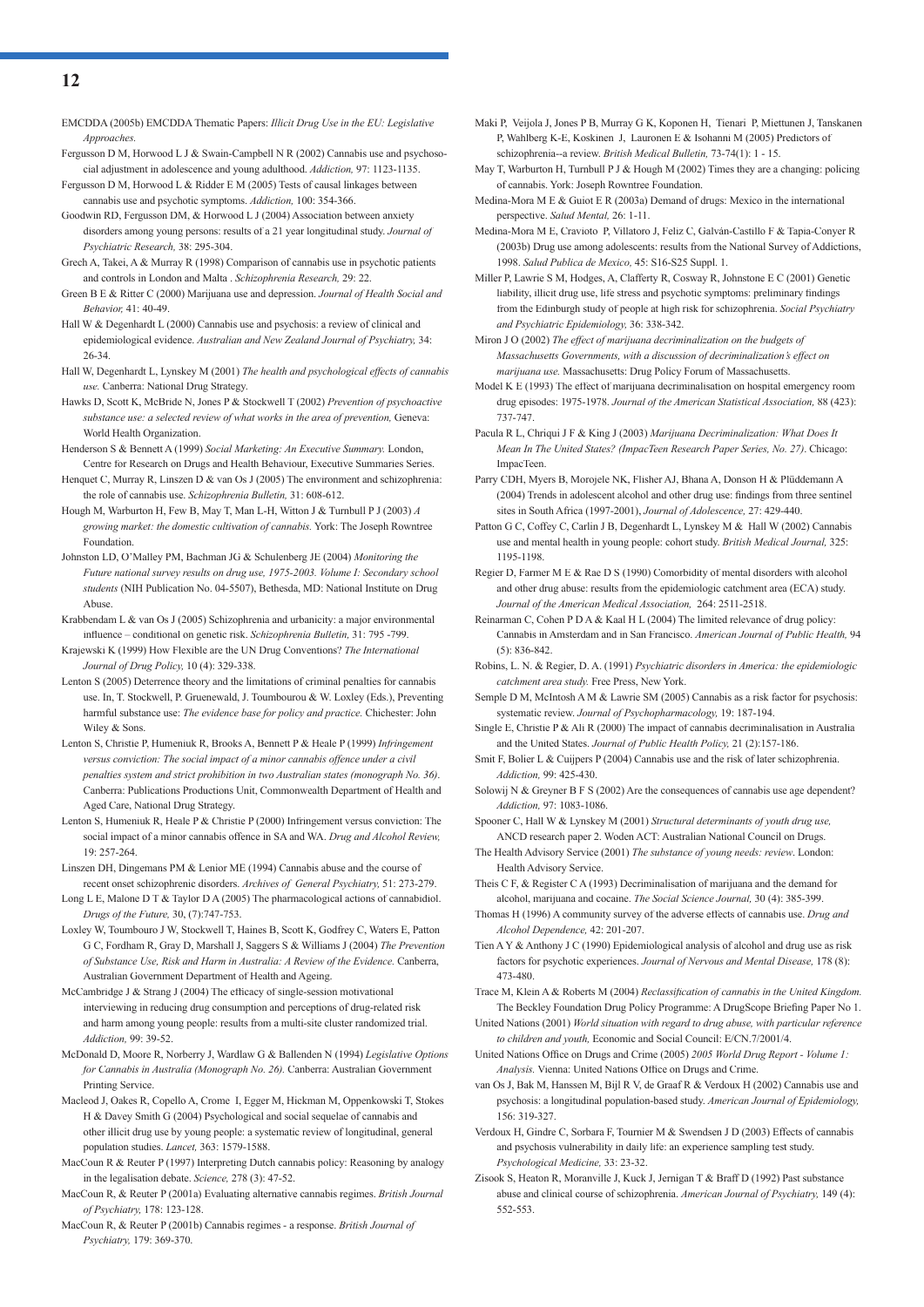EMCDDA (2005b) EMCDDA Thematic Papers: *Illicit Drug Use in the EU: Legislative Approaches.*

Fergusson D M, Horwood L J & Swain-Campbell N R (2002) Cannabis use and psychosocial adjustment in adolescence and young adulthood. *Addiction,* 97: 1123-1135.

Fergusson D M, Horwood L & Ridder E M (2005) Tests of causal linkages between cannabis use and psychotic symptoms. *Addiction,* 100: 354-366.

Goodwin RD, Fergusson DM, & Horwood L J (2004) Association between anxiety disorders among young persons: results of a 21 year longitudinal study. *Journal of Psychiatric Research,* 38: 295-304.

Grech A, Takei, A & Murray R (1998) Comparison of cannabis use in psychotic patients and controls in London and Malta . *Schizophrenia Research,* 29: 22.

Green B E & Ritter C (2000) Marijuana use and depression. *Journal of Health Social and Behavior,* 41: 40-49.

Hall W & Degenhardt L (2000) Cannabis use and psychosis: a review of clinical and epidemiological evidence. *Australian and New Zealand Journal of Psychiatry,* 34: 26-34.

Hall W, Degenhardt L, Lynskey M (2001) *The health and psychological effects of cannabis use.* Canberra: National Drug Strategy.

Hawks D, Scott K, McBride N, Jones P & Stockwell T (2002) *Prevention of psychoactive substance use: a selected review of what works in the area of prevention,* Geneva: World Health Organization.

Henderson S & Bennett A (1999) *Social Marketing: An Executive Summary.* London, Centre for Research on Drugs and Health Behaviour, Executive Summaries Series.

Henquet C, Murray R, Linszen D & van Os J (2005) The environment and schizophrenia: the role of cannabis use. *Schizophrenia Bulletin,* 31: 608-612.

Hough M, Warburton H, Few B, May T, Man L-H, Witton J & Turnbull P J (2003) *A growing market: the domestic cultivation of cannabis.* York: The Joseph Rowntree Foundation.

Johnston LD, O'Malley PM, Bachman JG & Schulenberg JE (2004) *Monitoring the Future national survey results on drug use, 1975-2003. Volume I: Secondary school students* (NIH Publication No. 04-5507), Bethesda, MD: National Institute on Drug Abuse.

Krabbendam L & van Os J (2005) Schizophrenia and urbanicity: a major environmental influence – conditional on genetic risk. *Schizophrenia Bulletin,* 31: 795 -799.

Krajewski K (1999) How Flexible are the UN Drug Conventions? *The International Journal of Drug Policy,* 10 (4): 329-338.

Lenton S (2005) Deterrence theory and the limitations of criminal penalties for cannabis use. In, T. Stockwell, P. Gruenewald, J. Toumbourou & W. Loxley (Eds.), Preventing harmful substance use: *The evidence base for policy and practice.* Chichester: John Wiley & Sons.

Lenton S, Christie P, Humeniuk R, Brooks A, Bennett P & Heale P (1999) *Infringement versus conviction: The social impact of a minor cannabis offence under a civil penalties system and strict prohibition in two Australian states (monograph No. 36)*. Canberra: Publications Productions Unit, Commonwealth Department of Health and Aged Care, National Drug Strategy.

Lenton S, Humeniuk R, Heale P & Christie P (2000) Infringement versus conviction: The social impact of a minor cannabis offence in SA and WA. *Drug and Alcohol Review,* 19: 257-264.

Linszen DH, Dingemans PM & Lenior ME (1994) Cannabis abuse and the course of recent onset schizophrenic disorders. *Archives of General Psychiatry,* 51: 273-279.

Long L E, Malone D T & Taylor D A (2005) The pharmacological actions of cannabidiol. *Drugs of the Future,* 30, (7):747-753.

Loxley W, Toumbouro J W, Stockwell T, Haines B, Scott K, Godfrey C, Waters E, Patton G C, Fordham R, Gray D, Marshall J, Saggers S & Williams J (2004) *The Prevention of Substance Use, Risk and Harm in Australia: A Review of the Evidence.* Canberra, Australian Government Department of Health and Ageing.

McCambridge J & Strang J (2004) The efficacy of single-session motivational interviewing in reducing drug consumption and perceptions of drug-related risk and harm among young people: results from a multi-site cluster randomized trial. *Addiction,* 99: 39-52.

McDonald D, Moore R, Norberry J, Wardlaw G & Ballenden N (1994) *Legislative Options for Cannabis in Australia (Monograph No. 26).* Canberra: Australian Government Printing Service.

Macleod J, Oakes R, Copello A, Crome I, Egger M, Hickman M, Oppenkowski T, Stokes H & Davey Smith G (2004) Psychological and social sequelae of cannabis and other illicit drug use by young people: a systematic review of longitudinal, general population studies. *Lancet,* 363: 1579-1588.

MacCoun R & Reuter P (1997) Interpreting Dutch cannabis policy: Reasoning by analogy in the legalisation debate. *Science,* 278 (3): 47-52.

MacCoun R, & Reuter P (2001a) Evaluating alternative cannabis regimes. *British Journal of Psychiatry,* 178: 123-128.

MacCoun R, & Reuter P (2001b) Cannabis regimes - a response. *British Journal of Psychiatry,* 179: 369-370.

Maki P, Veijola J, Jones P B, Murray G K, Koponen H, Tienari P, Miettunen J, Tanskanen P, Wahlberg K-E, Koskinen J, Lauronen E & Isohanni M (2005) Predictors of schizophrenia--a review. *British Medical Bulletin,* 73-74(1): 1 - 15.

May T, Warburton H, Turnbull P J & Hough M (2002) Times they are a changing: policing of cannabis. York: Joseph Rowntree Foundation.

Medina-Mora M E & Guiot E R (2003a) Demand of drugs: Mexico in the international perspective. *Salud Mental,* 26: 1-11.

Medina-Mora M E, Cravioto P, Villatoro J, Feliz C, Galván-Castillo F & Tapia-Conyer R (2003b) Drug use among adolescents: results from the National Survey of Addictions, 1998. *Salud Publica de Mexico,* 45: S16-S25 Suppl. 1.

Miller P, Lawrie S M, Hodges, A, Clafferty R, Cosway R, Johnstone E C (2001) Genetic liability, illicit drug use, life stress and psychotic symptoms: preliminary findings from the Edinburgh study of people at high risk for schizophrenia. *Social Psychiatry and Psychiatric Epidemiology,* 36: 338-342.

Miron J O (2002) *The effect of marijuana decriminalization on the budgets of Massachusetts Governments, with a discussion of decriminalization's effect on marijuana use.* Massachusetts: Drug Policy Forum of Massachusetts.

Model K E (1993) The effect of marijuana decriminalisation on hospital emergency room drug episodes: 1975-1978. *Journal of the American Statistical Association,* 88 (423): 737-747.

Pacula R L, Chriqui J F & King J (2003) *Marijuana Decriminalization: What Does It Mean In The United States? (ImpacTeen Research Paper Series, No. 27)*. Chicago: ImpacTeen.

Parry CDH, Myers B, Morojele NK, Flisher AJ, Bhana A, Donson H & Plüddemann A (2004) Trends in adolescent alcohol and other drug use: findings from three sentinel sites in South Africa (1997-2001), *Journal of Adolescence,* 27: 429-440.

Patton G C, Coffey C, Carlin J B, Degenhardt L, Lynskey M & Hall W (2002) Cannabis use and mental health in young people: cohort study. *British Medical Journal,* 325: 1195-1198.

Regier D, Farmer M E & Rae D S (1990) Comorbidity of mental disorders with alcohol and other drug abuse: results from the epidemiologic catchment area (ECA) study. *Journal of the American Medical Association,* 264: 2511-2518.

Reinarman C, Cohen P D A & Kaal H L (2004) The limited relevance of drug policy: Cannabis in Amsterdam and in San Francisco. *American Journal of Public Health,* 94 (5): 836-842.

Robins, L. N. & Regier, D. A. (1991) *Psychiatric disorders in America: the epidemiologic catchment area study.* Free Press, New York.

Semple D M, McIntosh A M & Lawrie SM (2005) Cannabis as a risk factor for psychosis: systematic review. *Journal of Psychopharmacology,* 19: 187-194.

Single E, Christie P & Ali R (2000) The impact of cannabis decriminalisation in Australia and the United States. *Journal of Public Health Policy,* 21 (2):157-186.

Smit F, Bolier L & Cuijpers P (2004) Cannabis use and the risk of later schizophrenia. *Addiction,* 99: 425-430.

Solowij N & Greyner B F S (2002) Are the consequences of cannabis use age dependent? *Addiction,* 97: 1083-1086.

Spooner C, Hall W & Lynskey M (2001) *Structural determinants of youth drug use,* ANCD research paper 2. Woden ACT: Australian National Council on Drugs.

The Health Advisory Service (2001) *The substance of young needs: review*. London: Health Advisory Service.

Theis C F, & Register C A (1993) Decriminalisation of marijuana and the demand for alcohol, marijuana and cocaine. *The Social Science Journal,* 30 (4): 385-399.

Thomas H (1996) A community survey of the adverse effects of cannabis use. *Drug and Alcohol Dependence,* 42: 201-207.

Tien A Y & Anthony J C (1990) Epidemiological analysis of alcohol and drug use as risk factors for psychotic experiences. *Journal of Nervous and Mental Disease,* 178 (8): 473-480.

Trace M, Klein A & Roberts M (2004) *Reclassification of cannabis in the United Kingdom.* The Beckley Foundation Drug Policy Programme: A DrugScope Briefing Paper No 1.

United Nations (2001) *World situation with regard to drug abuse, with particular reference to children and youth,* Economic and Social Council: E/CN.7/2001/4.

United Nations Office on Drugs and Crime (2005) *2005 World Drug Report - Volume 1: Analysis.* Vienna: United Nations Office on Drugs and Crime.

van Os J, Bak M, Hanssen M, Bijl R V, de Graaf R & Verdoux H (2002) Cannabis use and psychosis: a longitudinal population-based study. *American Journal of Epidemiology,* 156: 319-327.

Verdoux H, Gindre C, Sorbara F, Tournier M & Swendsen J D (2003) Effects of cannabis and psychosis vulnerability in daily life: an experience sampling test study. *Psychological Medicine,* 33: 23-32.

Zisook S, Heaton R, Moranville J, Kuck J, Jernigan T & Braff D (1992) Past substance abuse and clinical course of schizophrenia. *American Journal of Psychiatry,* 149 (4): 552-553.